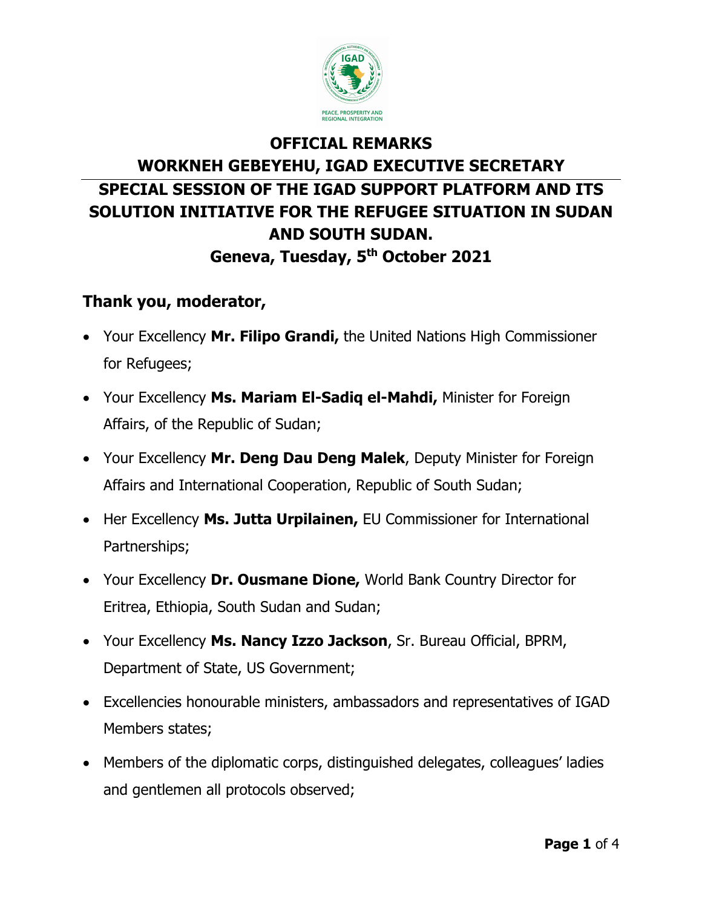# OFFICIAL REMARKS

## WORKNEH GEBEYEHU, IGAD EXECUTIVE SECRETARY

## SPECIAL SESSION OF THE IGAD SUPPORT PLATFORM AND ITS SOLUTION INITIATIVE FOR THE REFUGEE SITUATION IN SUDAN AND SOUTH SUDAN.

## Geneva, Tuesday, 5th October 2021

### Thank you, moderator,

- Your Excellency **Mr. Filipo Grandi,** the United Nations High Commissioner for Refugees;
- Your Excellency **Ms. Mariam El-Sadiq el-Mahdi,** Minister for Foreign Affairs, of the Republic of Sudan;
- Your Excellency **Mr. Deng Dau Deng Malek**, Deputy Minister for Foreign Affairs and International Cooperation, Republic of South Sudan;
- Her Excellency **Ms. Jutta Urpilainen,** EU Commissioner for International Partnerships;
- Your Excellency **Dr. Ousmane Dione,** World Bank Country Director for Eritrea, Ethiopia, South Sudan and Sudan;
- Your Excellency **Ms. Nancy Izzo Jackson**, Sr. Bureau Official, BPRM, Department of State, US Government;
- Excellencies honourable ministers, ambassadors and representatives of IGAD Members states;
- Members of the diplomatic corps, distinguished delegates, colleagues' ladies and gentlemen all protocols observed;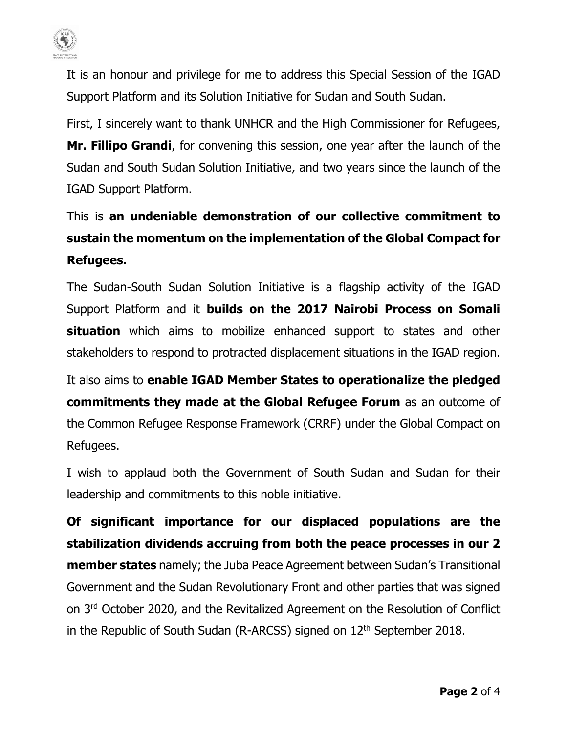It is an honour and privilege for me to address this Special Session of the IGAD Support Platform and its Solution Initiative for Sudan and South Sudan.

First, I sincerely want to thank UNHCR and the High Commissioner for Refugees, **Mr. Fillipo Grandi**, for convening this session, one year after the launch of the Sudan and South Sudan Solution Initiative, and two years since the launch of the IGAD Support Platform.

This is **an undeniable demonstration of our collective commitment to sustain the momentum on the implementation of the Global Compact for Refugees.**

The Sudan-South Sudan Solution Initiative is a flagship activity of the IGAD Support Platform and it **builds on the 2017 Nairobi Process on Somali situation** which aims to mobilize enhanced support to states and other stakeholders to respond to protracted displacement situations in the IGAD region.

It also aims to **enable IGAD Member States to operationalize the pledged commitments they made at the Global Refugee Forum** as an outcome of the Common Refugee Response Framework (CRRF) under the Global Compact on Refugees.

I wish to applaud both the Government of South Sudan and Sudan for their leadership and commitments to this noble initiative.

**Of significant importance for our displaced populations are the stabilization dividends accruing from both the peace processes in our 2 member states** namely; the Juba Peace Agreement between Sudan's Transitional Government and the Sudan Revolutionary Front and other parties that was signed on 3rd October 2020, and the Revitalized Agreement on the Resolution of Conflict in the Republic of South Sudan (R-ARCSS) signed on 12th September 2018.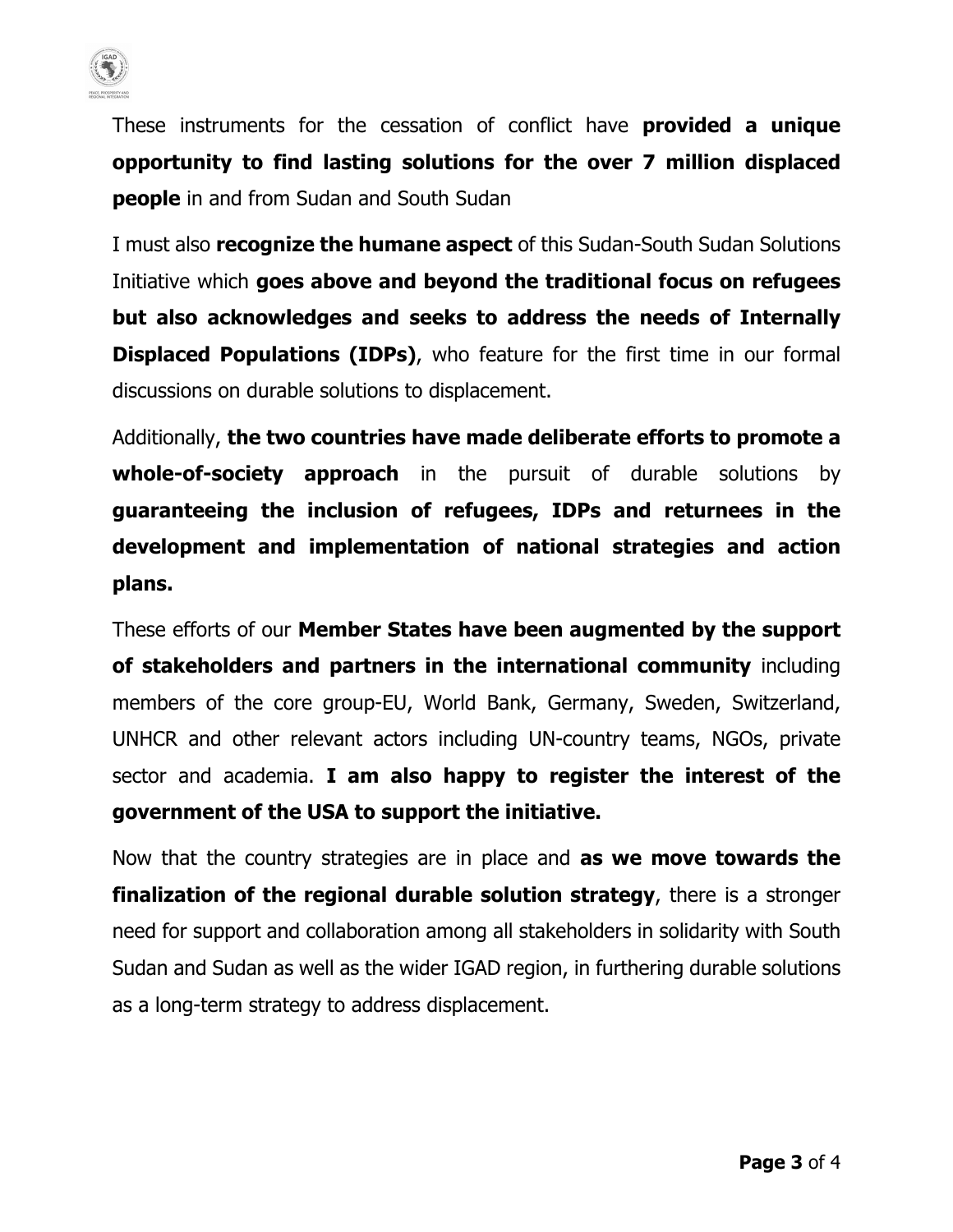These instruments for the cessation of conflict have **provided a unique opportunity to find lasting solutions for the over 7 million displaced people** in and from Sudan and South Sudan

I must also **recognize the humane aspect** of this Sudan-South Sudan Solutions Initiative which **goes above and beyond the traditional focus on refugees but also acknowledges and seeks to address the needs of Internally Displaced Populations (IDPs)**, who feature for the first time in our formal discussions on durable solutions to displacement.

Additionally, **the two countries have made deliberate efforts to promote a whole-of-society approach** in the pursuit of durable solutions by **guaranteeing the inclusion of refugees, IDPs and returnees in the development and implementation of national strategies and action plans.**

These efforts of our **Member States have been augmented by the support of stakeholders and partners in the international community** including members of the core group-EU, World Bank, Germany, Sweden, Switzerland, UNHCR and other relevant actors including UN-country teams, NGOs, private sector and academia. **I am also happy to register the interest of the government of the USA to support the initiative.**

Now that the country strategies are in place and **as we move towards the finalization of the regional durable solution strategy**, there is a stronger need for support and collaboration among all stakeholders in solidarity with South Sudan and Sudan as well as the wider IGAD region, in furthering durable solutions as a long-term strategy to address displacement.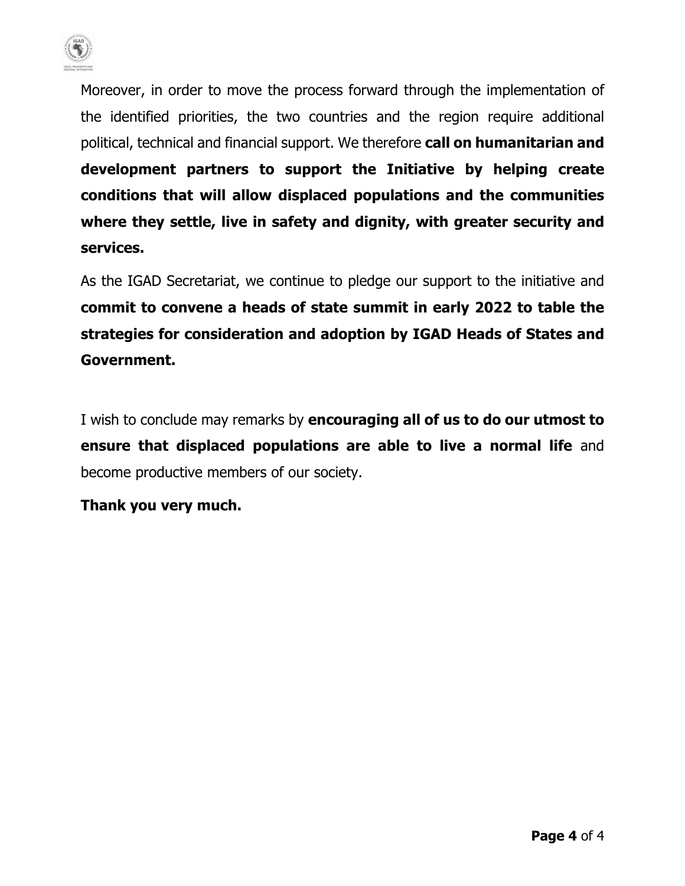Moreover, in order to move the process forward through the implementation of the identified priorities, the two countries and the region require additional political, technical and financial support. We therefore **call on humanitarian and development partners to support the Initiative by helping create conditions that will allow displaced populations and the communities where they settle, live in safety and dignity, with greater security and services.**

As the IGAD Secretariat, we continue to pledge our support to the initiative and **commit to convene a heads of state summit in early 2022 to table the strategies for consideration and adoption by IGAD Heads of States and Government.**

I wish to conclude may remarks by **encouraging all of us to do our utmost to ensure that displaced populations are able to live a normal life** and become productive members of our society.

**Thank you very much.**